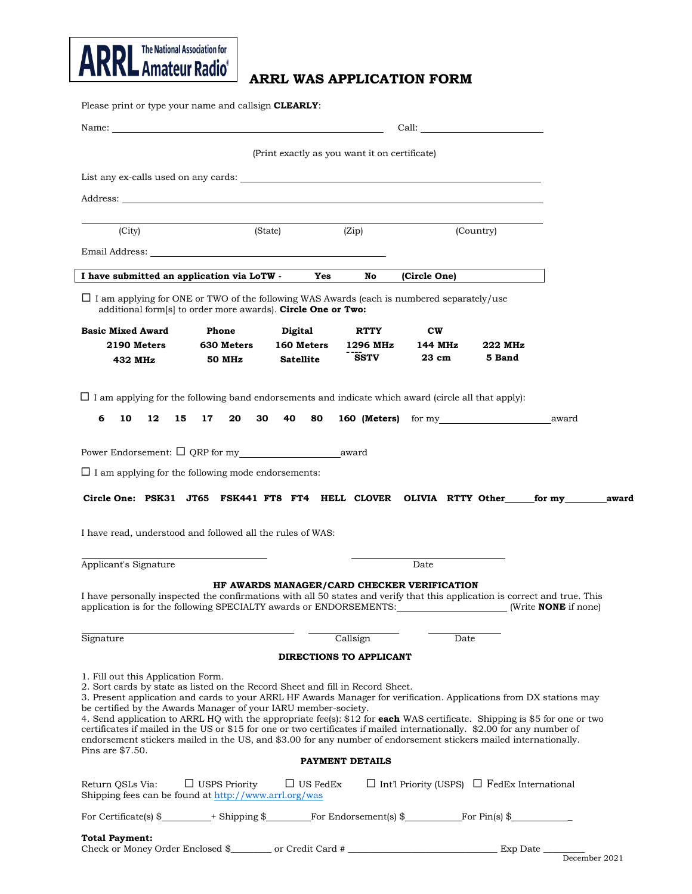ARRL The National Association for Amateur Radio

# ARRL WAS APPLICATION FORM

Please print or type your name and callsign **CLEARLY**:

Name: ______________________________ Call: ______________

(Print exactly as you want it on certificate)

List any ex-calls used on any cards: ______________________________

Address: ______________________________

______________________________
(City) (State) (Zip) (Country)

Email Address: ______________________________

**I have submitted an application via LoTW - Yes No (Circle One)**

☐ I am applying for ONE or TWO of the following WAS Awards (each is numbered separately/use additional form[s] to order more awards). **Circle One or Two:**

| | | | | | |
|---|---|---|---|---|---|
| **Basic Mixed Award** | **Phone** | **Digital** | **RTTY** | **CW** | |
| **2190 Meters** | **630 Meters** | **160 Meters** | **1296 MHz** | **144 MHz** | **222 MHz** |
| **432 MHz** | **50 MHz** | **Satellite** | **SSTV** | **23 cm** | **5 Band** |

☐ I am applying for the following band endorsements and indicate which award (circle all that apply):

**6 10 12 15 17 20 30 40 80 160 (Meters)** for my ______________ award

Power Endorsement: ☐ QRP for my ______________ award

☐ I am applying for the following mode endorsements:

**Circle One: PSK31 JT65 FSK441 FT8 FT4 HELL CLOVER OLIVIA RTTY Other\_\_\_\_\_ for my \_\_\_\_\_\_\_ award**

I have read, understood and followed all the rules of WAS:

______________________ ______________________
Applicant's Signature Date

### HF AWARDS MANAGER/CARD CHECKER VERIFICATION

I have personally inspected the confirmations with all 50 states and verify that this application is correct and true. This application is for the following SPECIALTY awards or ENDORSEMENTS: ______________ (Write **NONE** if none)

______________________ ______________ ______________
Signature Callsign Date

### DIRECTIONS TO APPLICANT

1. Fill out this Application Form.
2. Sort cards by state as listed on the Record Sheet and fill in Record Sheet.
3. Present application and cards to your ARRL HF Awards Manager for verification. Applications from DX stations may be certified by the Awards Manager of your IARU member-society.
4. Send application to ARRL HQ with the appropriate fee(s): $12 for **each** WAS certificate. Shipping is $5 for one or two certificates if mailed in the US or $15 for one or two certificates if mailed internationally. $2.00 for any number of endorsement stickers mailed in the US, and $3.00 for any number of endorsement stickers mailed internationally. Pins are $7.50.

### PAYMENT DETAILS

Return QSLs Via: ☐ USPS Priority ☐ US FedEx ☐ Int'l Priority (USPS) ☐ FedEx International
Shipping fees can be found at http://www.arrl.org/was

For Certificate(s) $\_\_\_\_\_\_\_\_ + Shipping $\_\_\_\_\_\_\_\_ For Endorsement(s) $\_\_\_\_\_\_\_\_ For Pin(s) $\_\_\_\_\_\_\_\_

**Total Payment:**
Check or Money Order Enclosed $\_\_\_\_\_\_\_\_ or Credit Card # \_\_\_\_\_\_\_\_\_\_\_\_\_\_\_\_\_\_\_\_ Exp Date \_\_\_\_\_\_\_\_

December 2021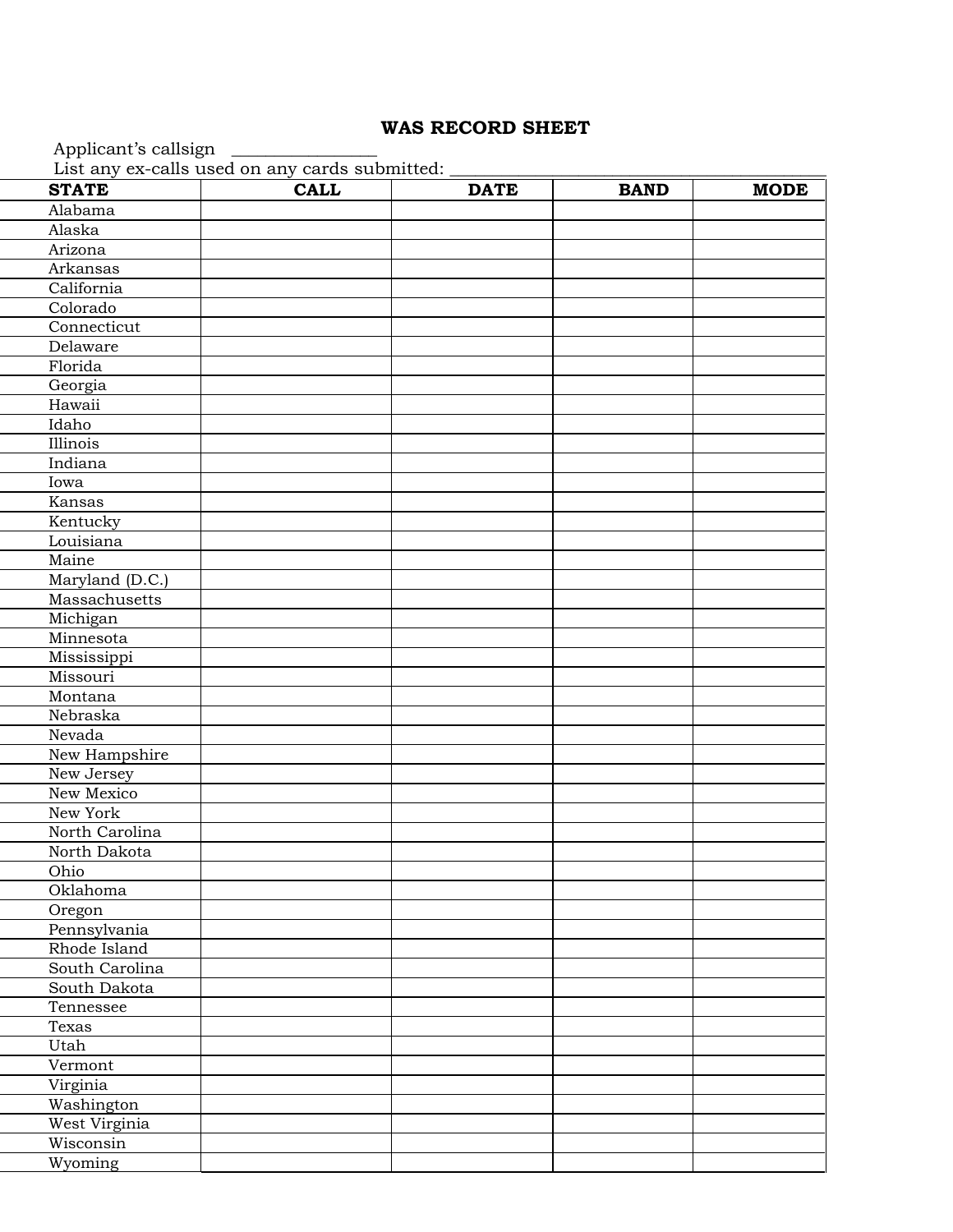# WAS RECORD SHEET

Applicant's callsign _______________

List any ex-calls used on any cards submitted: ______________________________________

| STATE | CALL | DATE | BAND | MODE |
|---|---|---|---|---|
| Alabama | | | | |
| Alaska | | | | |
| Arizona | | | | |
| Arkansas | | | | |
| California | | | | |
| Colorado | | | | |
| Connecticut | | | | |
| Delaware | | | | |
| Florida | | | | |
| Georgia | | | | |
| Hawaii | | | | |
| Idaho | | | | |
| Illinois | | | | |
| Indiana | | | | |
| Iowa | | | | |
| Kansas | | | | |
| Kentucky | | | | |
| Louisiana | | | | |
| Maine | | | | |
| Maryland (D.C.) | | | | |
| Massachusetts | | | | |
| Michigan | | | | |
| Minnesota | | | | |
| Mississippi | | | | |
| Missouri | | | | |
| Montana | | | | |
| Nebraska | | | | |
| Nevada | | | | |
| New Hampshire | | | | |
| New Jersey | | | | |
| New Mexico | | | | |
| New York | | | | |
| North Carolina | | | | |
| North Dakota | | | | |
| Ohio | | | | |
| Oklahoma | | | | |
| Oregon | | | | |
| Pennsylvania | | | | |
| Rhode Island | | | | |
| South Carolina | | | | |
| South Dakota | | | | |
| Tennessee | | | | |
| Texas | | | | |
| Utah | | | | |
| Vermont | | | | |
| Virginia | | | | |
| Washington | | | | |
| West Virginia | | | | |
| Wisconsin | | | | |
| Wyoming | | | | |